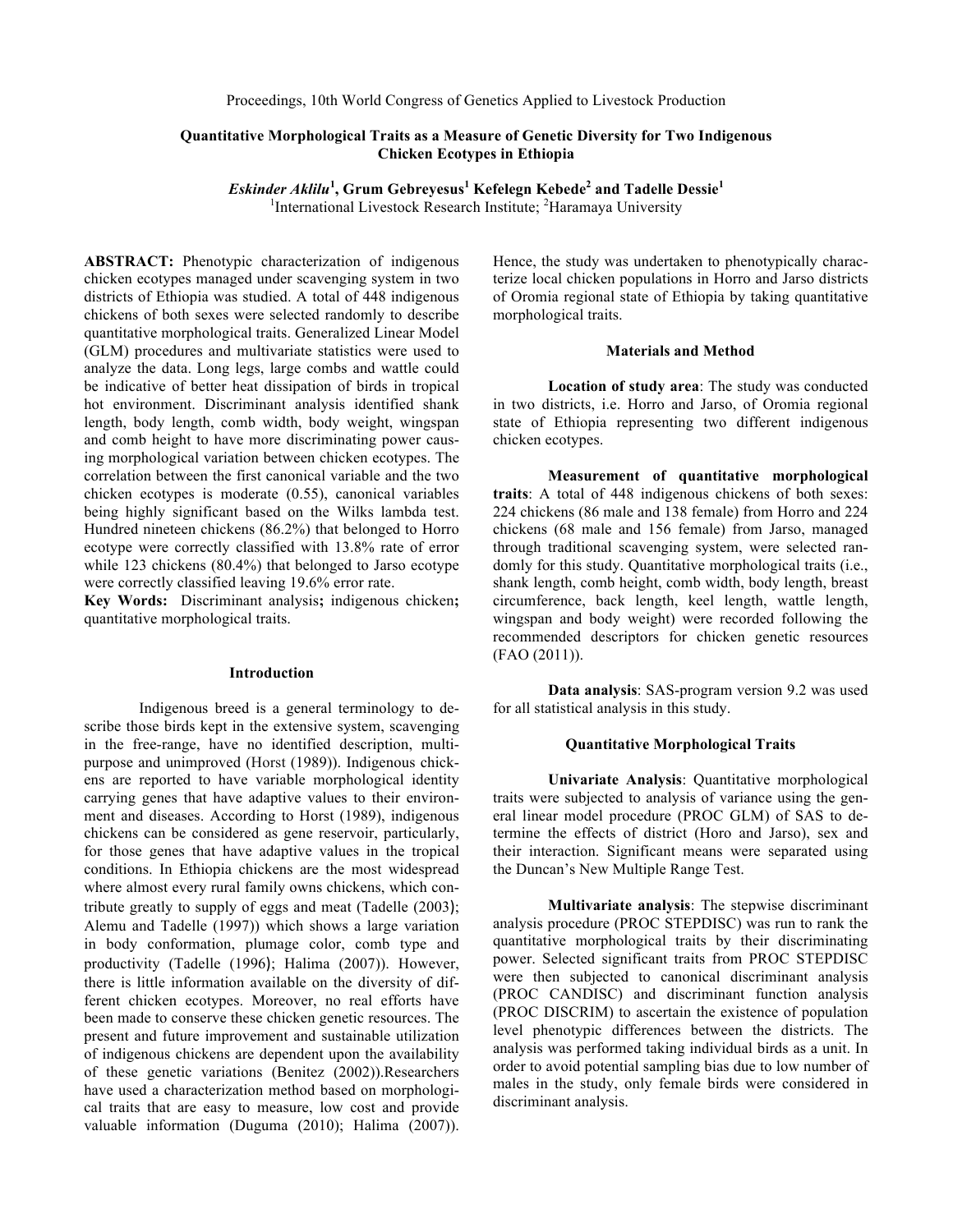Proceedings, 10th World Congress of Genetics Applied to Livestock Production

# Quantitative Morphological Traits as a Measure of Genetic Diversity for Two Indigenous Chicken Ecotypes in Ethiopia

***Eskinder Aklilu*[1], Grum Gebreyesus[1] Kefelegn Kebede[2] and Tadelle Dessie[1]**

[1]International Livestock Research Institute; [2]Haramaya University

**ABSTRACT:** Phenotypic characterization of indigenous chicken ecotypes managed under scavenging system in two districts of Ethiopia was studied. A total of 448 indigenous chickens of both sexes were selected randomly to describe quantitative morphological traits. Generalized Linear Model (GLM) procedures and multivariate statistics were used to analyze the data. Long legs, large combs and wattle could be indicative of better heat dissipation of birds in tropical hot environment. Discriminant analysis identified shank length, body length, comb width, body weight, wingspan and comb height to have more discriminating power causing morphological variation between chicken ecotypes. The correlation between the first canonical variable and the two chicken ecotypes is moderate (0.55), canonical variables being highly significant based on the Wilks lambda test. Hundred nineteen chickens (86.2%) that belonged to Horro ecotype were correctly classified with 13.8% rate of error while 123 chickens (80.4%) that belonged to Jarso ecotype were correctly classified leaving 19.6% error rate.

**Key Words:** Discriminant analysis**;** indigenous chicken**;** quantitative morphological traits.

## Introduction

Indigenous breed is a general terminology to describe those birds kept in the extensive system, scavenging in the free-range, have no identified description, multipurpose and unimproved (Horst (1989)). Indigenous chickens are reported to have variable morphological identity carrying genes that have adaptive values to their environment and diseases. According to Horst (1989), indigenous chickens can be considered as gene reservoir, particularly, for those genes that have adaptive values in the tropical conditions. In Ethiopia chickens are the most widespread where almost every rural family owns chickens, which contribute greatly to supply of eggs and meat (Tadelle (2003); Alemu and Tadelle (1997)) which shows a large variation in body conformation, plumage color, comb type and productivity (Tadelle (1996); Halima (2007)). However, there is little information available on the diversity of different chicken ecotypes. Moreover, no real efforts have been made to conserve these chicken genetic resources. The present and future improvement and sustainable utilization of indigenous chickens are dependent upon the availability of these genetic variations (Benitez (2002)).Researchers have used a characterization method based on morphological traits that are easy to measure, low cost and provide valuable information (Duguma (2010); Halima (2007)). Hence, the study was undertaken to phenotypically characterize local chicken populations in Horro and Jarso districts of Oromia regional state of Ethiopia by taking quantitative morphological traits.

## Materials and Method

**Location of study area**: The study was conducted in two districts, i.e. Horro and Jarso, of Oromia regional state of Ethiopia representing two different indigenous chicken ecotypes.

**Measurement of quantitative morphological traits**: A total of 448 indigenous chickens of both sexes: 224 chickens (86 male and 138 female) from Horro and 224 chickens (68 male and 156 female) from Jarso, managed through traditional scavenging system, were selected randomly for this study. Quantitative morphological traits (i.e., shank length, comb height, comb width, body length, breast circumference, back length, keel length, wattle length, wingspan and body weight) were recorded following the recommended descriptors for chicken genetic resources (FAO (2011)).

**Data analysis**: SAS-program version 9.2 was used for all statistical analysis in this study.

## Quantitative Morphological Traits

**Univariate Analysis**: Quantitative morphological traits were subjected to analysis of variance using the general linear model procedure (PROC GLM) of SAS to determine the effects of district (Horo and Jarso), sex and their interaction. Significant means were separated using the Duncan's New Multiple Range Test.

**Multivariate analysis**: The stepwise discriminant analysis procedure (PROC STEPDISC) was run to rank the quantitative morphological traits by their discriminating power. Selected significant traits from PROC STEPDISC were then subjected to canonical discriminant analysis (PROC CANDISC) and discriminant function analysis (PROC DISCRIM) to ascertain the existence of population level phenotypic differences between the districts. The analysis was performed taking individual birds as a unit. In order to avoid potential sampling bias due to low number of males in the study, only female birds were considered in discriminant analysis.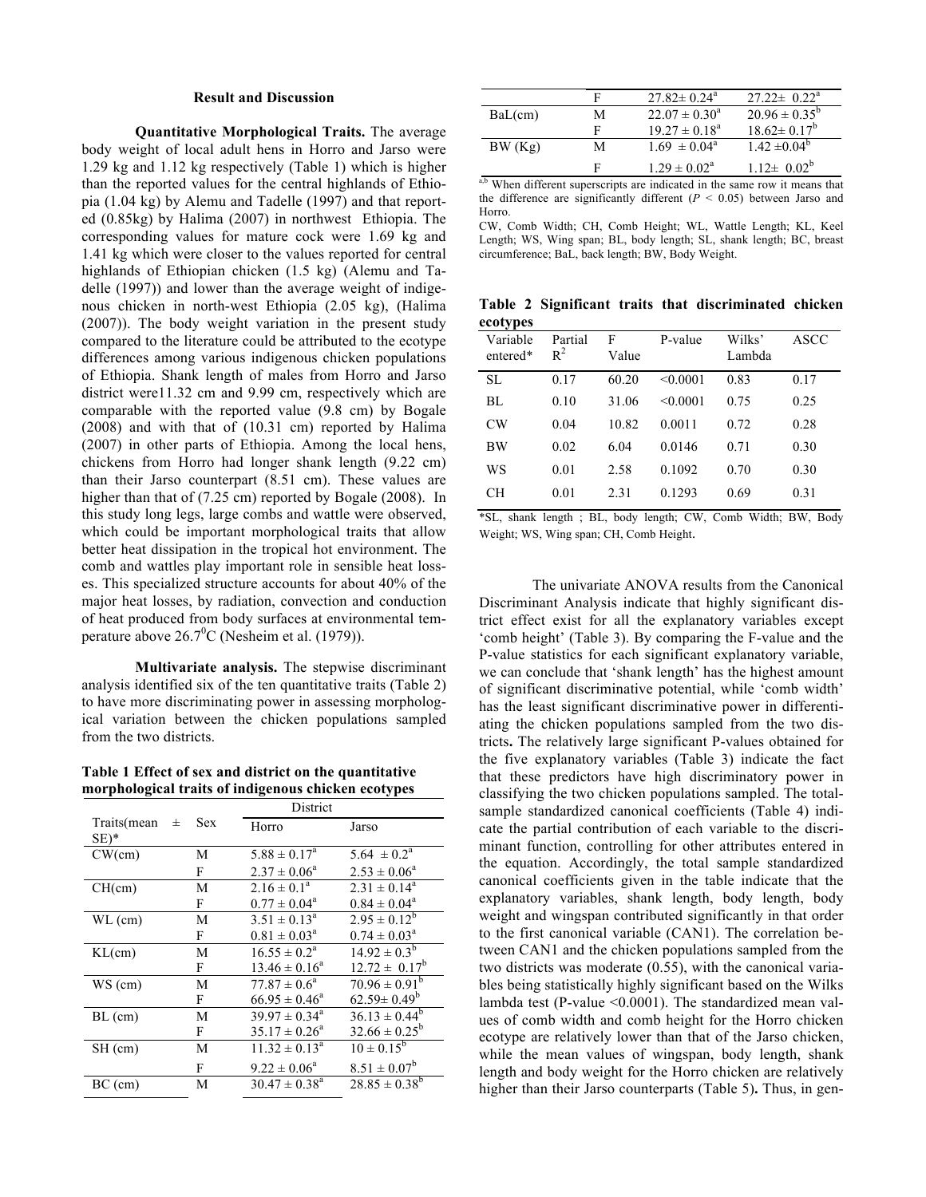### Result and Discussion

**Quantitative Morphological Traits.** The average body weight of local adult hens in Horro and Jarso were 1.29 kg and 1.12 kg respectively (Table 1) which is higher than the reported values for the central highlands of Ethiopia (1.04 kg) by Alemu and Tadelle (1997) and that reported (0.85kg) by Halima (2007) in northwest Ethiopia. The corresponding values for mature cock were 1.69 kg and 1.41 kg which were closer to the values reported for central highlands of Ethiopian chicken (1.5 kg) (Alemu and Tadelle (1997)) and lower than the average weight of indigenous chicken in north-west Ethiopia (2.05 kg), (Halima (2007)). The body weight variation in the present study compared to the literature could be attributed to the ecotype differences among various indigenous chicken populations of Ethiopia. Shank length of males from Horro and Jarso district were11.32 cm and 9.99 cm, respectively which are comparable with the reported value (9.8 cm) by Bogale (2008) and with that of (10.31 cm) reported by Halima (2007) in other parts of Ethiopia. Among the local hens, chickens from Horro had longer shank length (9.22 cm) than their Jarso counterpart (8.51 cm). These values are higher than that of (7.25 cm) reported by Bogale (2008). In this study long legs, large combs and wattle were observed, which could be important morphological traits that allow better heat dissipation in the tropical hot environment. The comb and wattles play important role in sensible heat losses. This specialized structure accounts for about 40% of the major heat losses, by radiation, convection and conduction of heat produced from body surfaces at environmental temperature above 26.7$^0$C (Nesheim et al. (1979)).

**Multivariate analysis.** The stepwise discriminant analysis identified six of the ten quantitative traits (Table 2) to have more discriminating power in assessing morphological variation between the chicken populations sampled from the two districts.

**Table 1 Effect of sex and district on the quantitative morphological traits of indigenous chicken ecotypes**

| Traits(mean ± SE)* | Sex | District | |
|---|---|---|---|
| | | Horro | Jarso |
| CW(cm) | M | $5.88 \pm 0.17^a$ | $5.64 \pm 0.2^a$ |
| | F | $2.37 \pm 0.06^a$ | $2.53 \pm 0.06^a$ |
| CH(cm) | M | $2.16 \pm 0.1^a$ | $2.31 \pm 0.14^a$ |
| | F | $0.77 \pm 0.04^a$ | $0.84 \pm 0.04^a$ |
| WL (cm) | M | $3.51 \pm 0.13^a$ | $2.95 \pm 0.12^b$ |
| | F | $0.81 \pm 0.03^a$ | $0.74 \pm 0.03^a$ |
| KL(cm) | M | $16.55 \pm 0.2^a$ | $14.92 \pm 0.3^b$ |
| | F | $13.46 \pm 0.16^a$ | $12.72 \pm 0.17^b$ |
| WS (cm) | M | $77.87 \pm 0.6^a$ | $70.96 \pm 0.91^b$ |
| | F | $66.95 \pm 0.46^a$ | $62.59 \pm 0.49^b$ |
| BL (cm) | M | $39.97 \pm 0.34^a$ | $36.13 \pm 0.44^b$ |
| | F | $35.17 \pm 0.26^a$ | $32.66 \pm 0.25^b$ |
| SH (cm) | M | $11.32 \pm 0.13^a$ | $10 \pm 0.15^b$ |
| | F | $9.22 \pm 0.06^a$ | $8.51 \pm 0.07^b$ |
| BC (cm) | M | $30.47 \pm 0.38^a$ | $28.85 \pm 0.38^b$ |
| | F | $27.82 \pm 0.24^a$ | $27.22 \pm 0.22^a$ |
| BaL(cm) | M | $22.07 \pm 0.30^a$ | $20.96 \pm 0.35^b$ |
| | F | $19.27 \pm 0.18^a$ | $18.62 \pm 0.17^b$ |
| BW (Kg) | M | $1.69 \pm 0.04^a$ | $1.42 \pm 0.04^b$ |
| | F | $1.29 \pm 0.02^a$ | $1.12 \pm 0.02^b$ |

[a,b] When different superscripts are indicated in the same row it means that the difference are significantly different ($P < 0.05$) between Jarso and Horro.

CW, Comb Width; CH, Comb Height; WL, Wattle Length; KL, Keel Length; WS, Wing span; BL, body length; SL, shank length; BC, breast circumference; BaL, back length; BW, Body Weight.

**Table 2 Significant traits that discriminated chicken ecotypes**

| Variable entered* | Partial $R^2$ | F Value | P-value | Wilks' Lambda | ASCC |
|---|---|---|---|---|---|
| SL | 0.17 | 60.20 | <0.0001 | 0.83 | 0.17 |
| BL | 0.10 | 31.06 | <0.0001 | 0.75 | 0.25 |
| CW | 0.04 | 10.82 | 0.0011 | 0.72 | 0.28 |
| BW | 0.02 | 6.04 | 0.0146 | 0.71 | 0.30 |
| WS | 0.01 | 2.58 | 0.1092 | 0.70 | 0.30 |
| CH | 0.01 | 2.31 | 0.1293 | 0.69 | 0.31 |

*SL, shank length ; BL, body length; CW, Comb Width; BW, Body Weight; WS, Wing span; CH, Comb Height.

The univariate ANOVA results from the Canonical Discriminant Analysis indicate that highly significant district effect exist for all the explanatory variables except 'comb height' (Table 3). By comparing the F-value and the P-value statistics for each significant explanatory variable, we can conclude that 'shank length' has the highest amount of significant discriminative potential, while 'comb width' has the least significant discriminative power in differentiating the chicken populations sampled from the two districts. The relatively large significant P-values obtained for the five explanatory variables (Table 3) indicate the fact that these predictors have high discriminatory power in classifying the two chicken populations sampled. The total-sample standardized canonical coefficients (Table 4) indicate the partial contribution of each variable to the discriminant function, controlling for other attributes entered in the equation. Accordingly, the total sample standardized canonical coefficients given in the table indicate that the explanatory variables, shank length, body length, body weight and wingspan contributed significantly in that order to the first canonical variable (CAN1). The correlation between CAN1 and the chicken populations sampled from the two districts was moderate (0.55), with the canonical variables being statistically highly significant based on the Wilks lambda test (P-value <0.0001). The standardized mean values of comb width and comb height for the Horro chicken ecotype are relatively lower than that of the Jarso chicken, while the mean values of wingspan, body length, shank length and body weight for the Horro chicken are relatively higher than their Jarso counterparts (Table 5). Thus, in gen-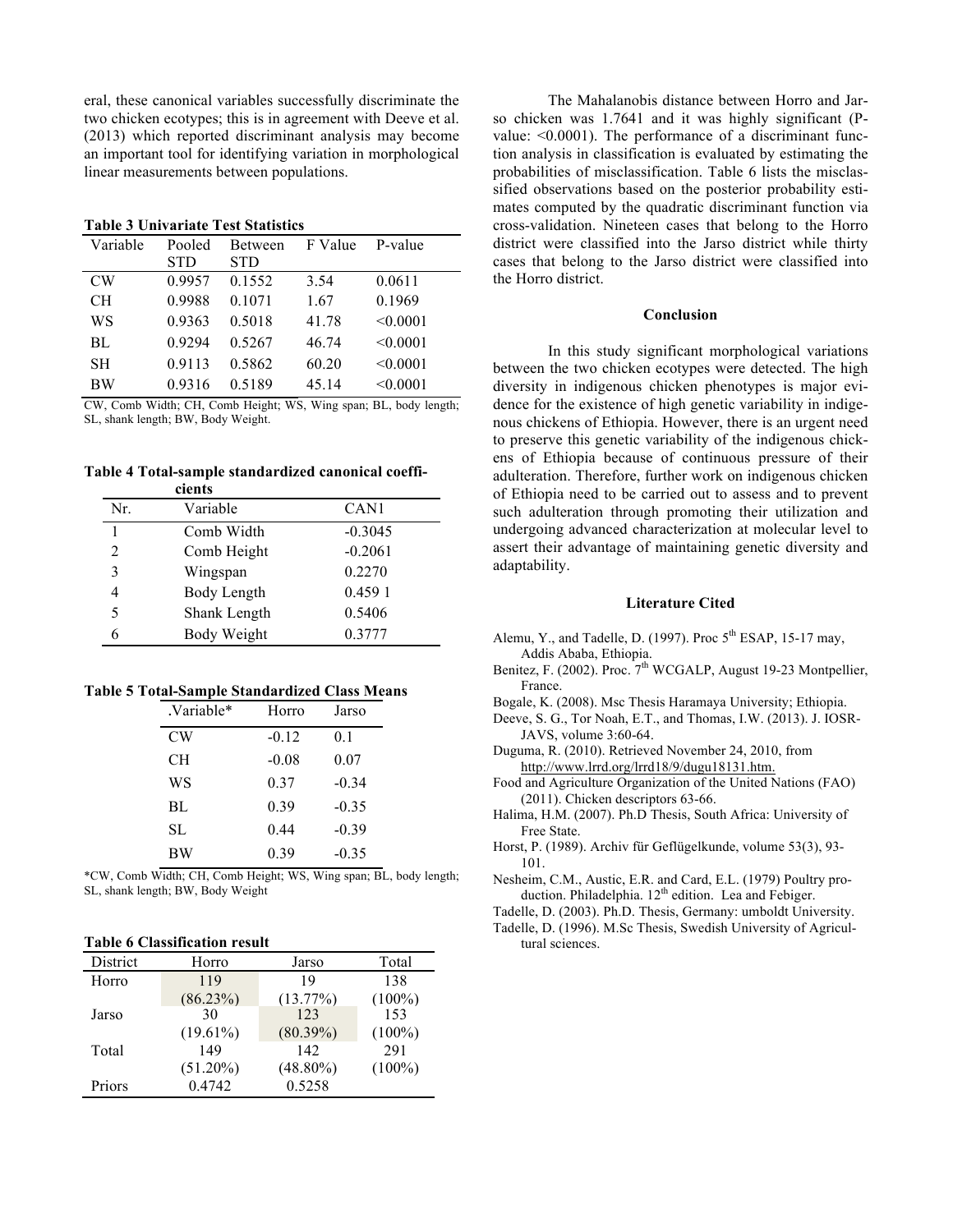eral, these canonical variables successfully discriminate the two chicken ecotypes; this is in agreement with Deeve et al. (2013) which reported discriminant analysis may become an important tool for identifying variation in morphological linear measurements between populations.

**Table 3 Univariate Test Statistics**

| Variable | Pooled STD | Between STD | F Value | P-value |
|---|---|---|---|---|
| CW | 0.9957 | 0.1552 | 3.54 | 0.0611 |
| CH | 0.9988 | 0.1071 | 1.67 | 0.1969 |
| WS | 0.9363 | 0.5018 | 41.78 | <0.0001 |
| BL | 0.9294 | 0.5267 | 46.74 | <0.0001 |
| SH | 0.9113 | 0.5862 | 60.20 | <0.0001 |
| BW | 0.9316 | 0.5189 | 45.14 | <0.0001 |

CW, Comb Width; CH, Comb Height; WS, Wing span; BL, body length; SL, shank length; BW, Body Weight.

**Table 4 Total-sample standardized canonical coefficients**

| Nr. | Variable | CAN1 |
|---|---|---|
| 1 | Comb Width | -0.3045 |
| 2 | Comb Height | -0.2061 |
| 3 | Wingspan | 0.2270 |
| 4 | Body Length | 0.459 1 |
| 5 | Shank Length | 0.5406 |
| 6 | Body Weight | 0.3777 |

**Table 5 Total-Sample Standardized Class Means**

| .Variable* | Horro | Jarso |
|---|---|---|
| CW | -0.12 | 0.1 |
| CH | -0.08 | 0.07 |
| WS | 0.37 | -0.34 |
| BL | 0.39 | -0.35 |
| SL | 0.44 | -0.39 |
| BW | 0.39 | -0.35 |

*CW, Comb Width; CH, Comb Height; WS, Wing span; BL, body length; SL, shank length; BW, Body Weight

**Table 6 Classification result**

| District | Horro | Jarso | Total |
|---|---|---|---|
| Horro | 119 (86.23%) | 19 (13.77%) | 138 (100%) |
| Jarso | 30 (19.61%) | 123 (80.39%) | 153 (100%) |
| Total | 149 (51.20%) | 142 (48.80%) | 291 (100%) |
| Priors | 0.4742 | 0.5258 | |

The Mahalanobis distance between Horro and Jarso chicken was 1.7641 and it was highly significant (P-value: <0.0001). The performance of a discriminant function analysis in classification is evaluated by estimating the probabilities of misclassification. Table 6 lists the misclassified observations based on the posterior probability estimates computed by the quadratic discriminant function via cross-validation. Nineteen cases that belong to the Horro district were classified into the Jarso district while thirty cases that belong to the Jarso district were classified into the Horro district.

## Conclusion

In this study significant morphological variations between the two chicken ecotypes were detected. The high diversity in indigenous chicken phenotypes is major evidence for the existence of high genetic variability in indigenous chickens of Ethiopia. However, there is an urgent need to preserve this genetic variability of the indigenous chickens of Ethiopia because of continuous pressure of their adulteration. Therefore, further work on indigenous chicken of Ethiopia need to be carried out to assess and to prevent such adulteration through promoting their utilization and undergoing advanced characterization at molecular level to assert their advantage of maintaining genetic diversity and adaptability.

## Literature Cited

Alemu, Y., and Tadelle, D. (1997). Proc 5th ESAP, 15-17 may, Addis Ababa, Ethiopia.

Benitez, F. (2002). Proc. 7th WCGALP, August 19-23 Montpellier, France.

Bogale, K. (2008). Msc Thesis Haramaya University; Ethiopia.

Deeve, S. G., Tor Noah, E.T., and Thomas, I.W. (2013). J. IOSR-JAVS, volume 3:60-64.

Duguma, R. (2010). Retrieved November 24, 2010, from http://www.lrrd.org/lrrd18/9/dugu18131.htm.

Food and Agriculture Organization of the United Nations (FAO) (2011). Chicken descriptors 63-66.

Halima, H.M. (2007). Ph.D Thesis, South Africa: University of Free State.

Horst, P. (1989). Archiv für Geflügelkunde, volume 53(3), 93-101.

Nesheim, C.M., Austic, E.R. and Card, E.L. (1979) Poultry production. Philadelphia. 12th edition. Lea and Febiger.

Tadelle, D. (2003). Ph.D. Thesis, Germany: umboldt University.

Tadelle, D. (1996). M.Sc Thesis, Swedish University of Agricultural sciences.